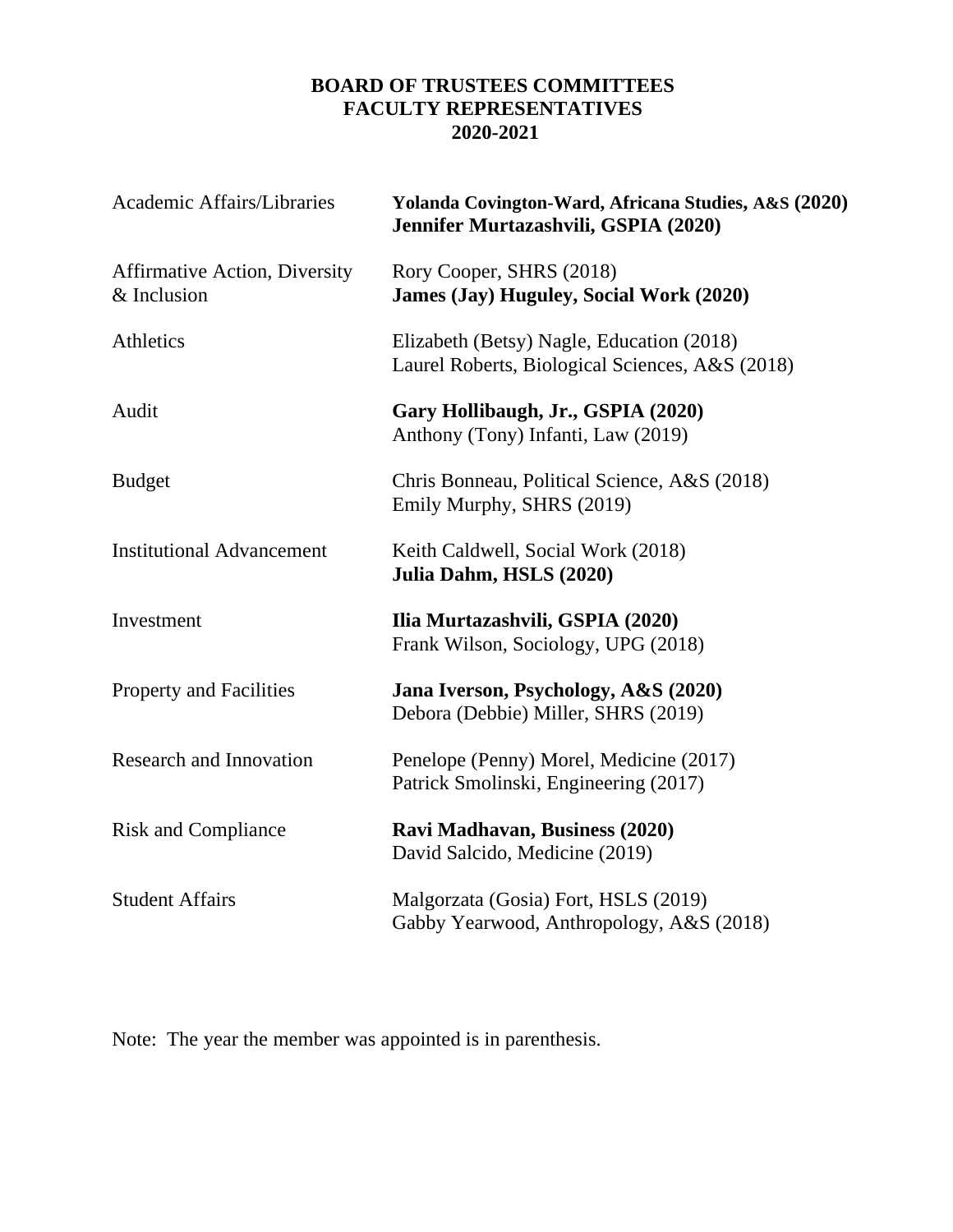# BOARD OF TRUSTEES COMMITTEES
# FACULTY REPRESENTATIVES
# 2020-2021

| Committee | Faculty Representatives |
|---|---|
| Academic Affairs/Libraries | **Yolanda Covington-Ward, Africana Studies, A&S (2020)**<br>**Jennifer Murtazashvili, GSPIA (2020)** |
| Affirmative Action, Diversity & Inclusion | Rory Cooper, SHRS (2018)<br>**James (Jay) Huguley, Social Work (2020)** |
| Athletics | Elizabeth (Betsy) Nagle, Education (2018)<br>Laurel Roberts, Biological Sciences, A&S (2018) |
| Audit | **Gary Hollibaugh, Jr., GSPIA (2020)**<br>Anthony (Tony) Infanti, Law (2019) |
| Budget | Chris Bonneau, Political Science, A&S (2018)<br>Emily Murphy, SHRS (2019) |
| Institutional Advancement | Keith Caldwell, Social Work (2018)<br>**Julia Dahm, HSLS (2020)** |
| Investment | **Ilia Murtazashvili, GSPIA (2020)**<br>Frank Wilson, Sociology, UPG (2018) |
| Property and Facilities | **Jana Iverson, Psychology, A&S (2020)**<br>Debora (Debbie) Miller, SHRS (2019) |
| Research and Innovation | Penelope (Penny) Morel, Medicine (2017)<br>Patrick Smolinski, Engineering (2017) |
| Risk and Compliance | **Ravi Madhavan, Business (2020)**<br>David Salcido, Medicine (2019) |
| Student Affairs | Malgorzata (Gosia) Fort, HSLS (2019)<br>Gabby Yearwood, Anthropology, A&S (2018) |

Note: The year the member was appointed is in parenthesis.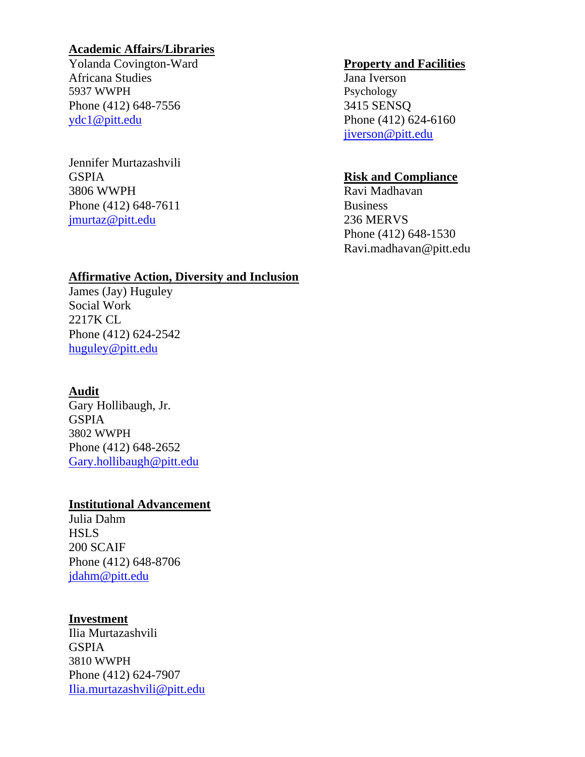**Academic Affairs/Libraries**

Yolanda Covington-Ward
Africana Studies
5937 WWPH
Phone (412) 648-7556
ydc1@pitt.edu

Jennifer Murtazashvili
GSPIA
3806 WWPH
Phone (412) 648-7611
jmurtaz@pitt.edu

**Affirmative Action, Diversity and Inclusion**

James (Jay) Huguley
Social Work
2217K CL
Phone (412) 624-2542
huguley@pitt.edu

**Audit**

Gary Hollibaugh, Jr.
GSPIA
3802 WWPH
Phone (412) 648-2652
Gary.hollibaugh@pitt.edu

**Institutional Advancement**

Julia Dahm
HSLS
200 SCAIF
Phone (412) 648-8706
jdahm@pitt.edu

**Investment**

Ilia Murtazashvili
GSPIA
3810 WWPH
Phone (412) 624-7907
Ilia.murtazashvili@pitt.edu

**Property and Facilities**

Jana Iverson
Psychology
3415 SENSQ
Phone (412) 624-6160
jiverson@pitt.edu

**Risk and Compliance**

Ravi Madhavan
Business
236 MERVS
Phone (412) 648-1530
Ravi.madhavan@pitt.edu